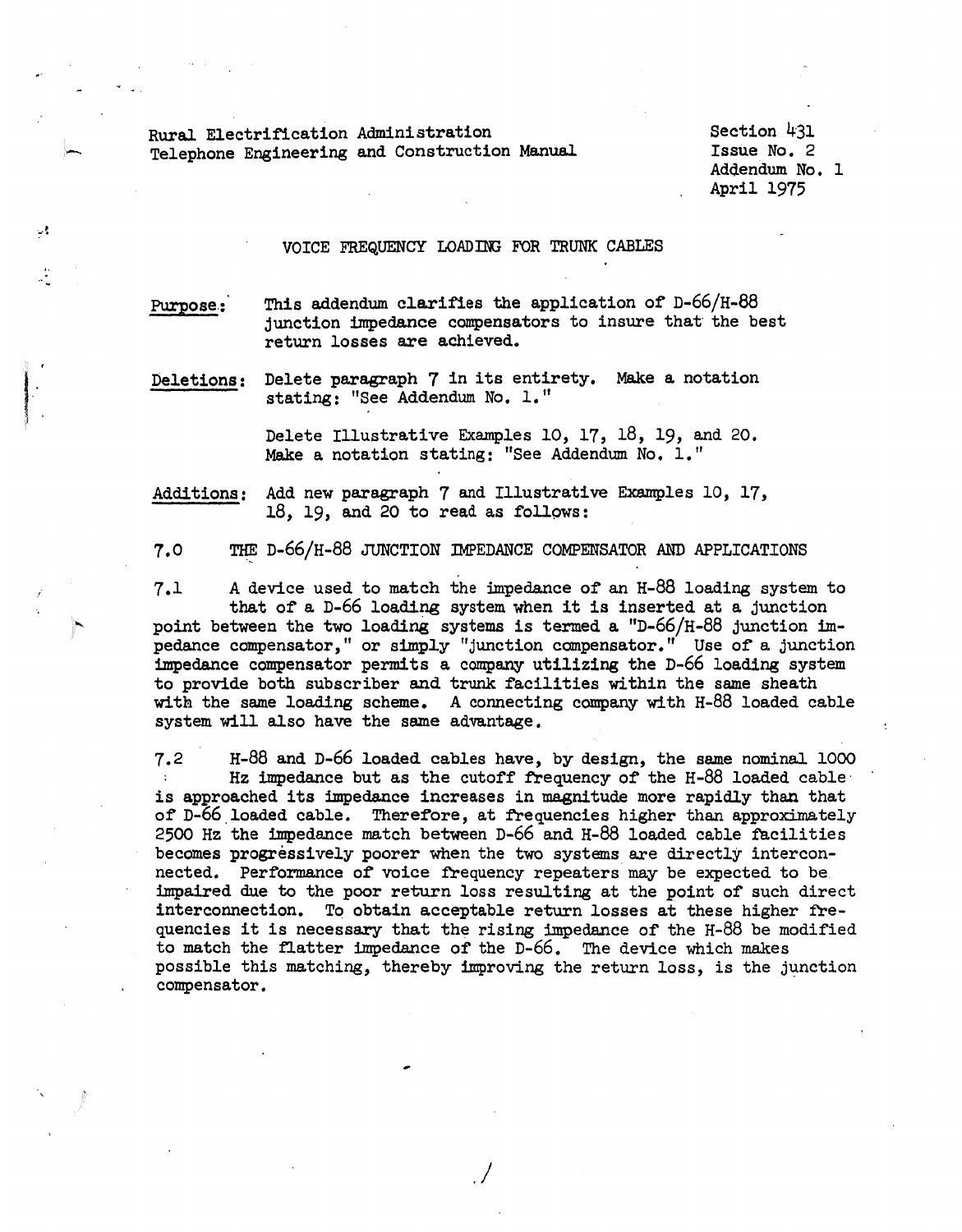Rural Electrification Administration
Telephone Engineering and Construction Manual

Section 431
Issue No. 2
Addendum No. 1
April 1975

# VOICE FREQUENCY LOADING FOR TRUNK CABLES

**Purpose:** This addendum clarifies the application of D-66/H-88 junction impedance compensators to insure that the best return losses are achieved.

**Deletions:** Delete paragraph 7 in its entirety. Make a notation stating: "See Addendum No. 1."

Delete Illustrative Examples 10, 17, 18, 19, and 20. Make a notation stating: "See Addendum No. 1."

**Additions:** Add new paragraph 7 and Illustrative Examples 10, 17, 18, 19, and 20 to read as follows:

## 7.0 THE D-66/H-88 JUNCTION IMPEDANCE COMPENSATOR AND APPLICATIONS

7.1 A device used to match the impedance of an H-88 loading system to that of a D-66 loading system when it is inserted at a junction point between the two loading systems is termed a "D-66/H-88 junction impedance compensator," or simply "junction compensator." Use of a junction impedance compensator permits a company utilizing the D-66 loading system to provide both subscriber and trunk facilities within the same sheath with the same loading scheme. A connecting company with H-88 loaded cable system will also have the same advantage.

7.2 H-88 and D-66 loaded cables have, by design, the same nominal 1000 Hz impedance but as the cutoff frequency of the H-88 loaded cable is approached its impedance increases in magnitude more rapidly than that of D-66 loaded cable. Therefore, at frequencies higher than approximately 2500 Hz the impedance match between D-66 and H-88 loaded cable facilities becomes progressively poorer when the two systems are directly interconnected. Performance of voice frequency repeaters may be expected to be impaired due to the poor return loss resulting at the point of such direct interconnection. To obtain acceptable return losses at these higher frequencies it is necessary that the rising impedance of the H-88 be modified to match the flatter impedance of the D-66. The device which makes possible this matching, thereby improving the return loss, is the junction compensator.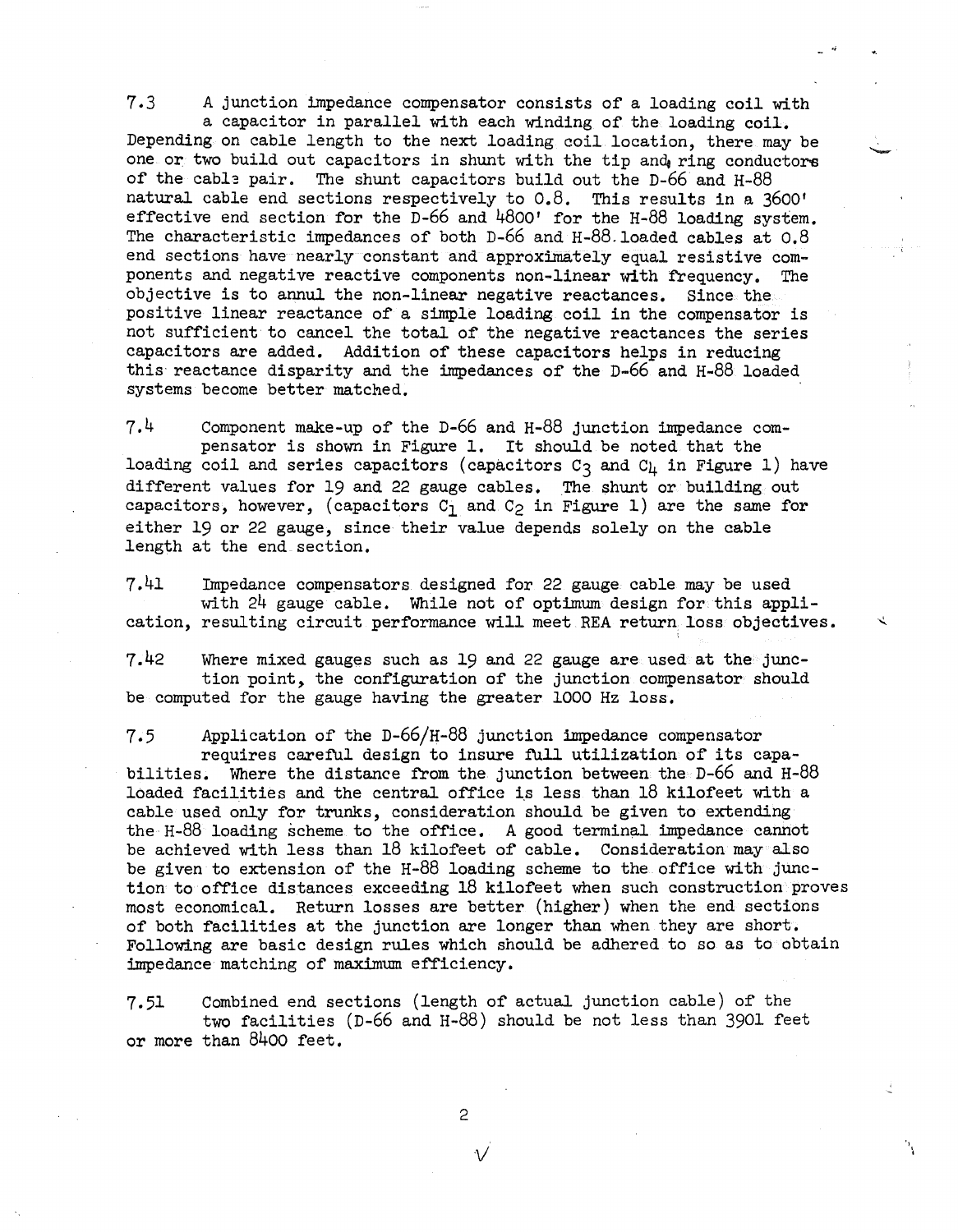7.3 A junction impedance compensator consists of a loading coil with a capacitor in parallel with each winding of the loading coil. Depending on cable length to the next loading coil location, there may be one or two build out capacitors in shunt with the tip and ring conductors of the cable pair. The shunt capacitors build out the D-66 and H-88 natural cable end sections respectively to 0.8. This results in a 3600' effective end section for the D-66 and 4800' for the H-88 loading system. The characteristic impedances of both D-66 and H-88 loaded cables at 0.8 end sections have nearly constant and approximately equal resistive components and negative reactive components non-linear with frequency. The objective is to annul the non-linear negative reactances. Since the positive linear reactance of a simple loading coil in the compensator is not sufficient to cancel the total of the negative reactances the series capacitors are added. Addition of these capacitors helps in reducing this reactance disparity and the impedances of the D-66 and H-88 loaded systems become better matched.

7.4 Component make-up of the D-66 and H-88 junction impedance compensator is shown in Figure 1. It should be noted that the loading coil and series capacitors (capacitors $C_3$ and $C_4$ in Figure 1) have different values for 19 and 22 gauge cables. The shunt or building out capacitors, however, (capacitors $C_1$ and $C_2$ in Figure 1) are the same for either 19 or 22 gauge, since their value depends solely on the cable length at the end section.

7.41 Impedance compensators designed for 22 gauge cable may be used with 24 gauge cable. While not of optimum design for this application, resulting circuit performance will meet REA return loss objectives.

7.42 Where mixed gauges such as 19 and 22 gauge are used at the junction point, the configuration of the junction compensator should be computed for the gauge having the greater 1000 Hz loss.

7.5 Application of the D-66/H-88 junction impedance compensator requires careful design to insure full utilization of its capabilities. Where the distance from the junction between the D-66 and H-88 loaded facilities and the central office is less than 18 kilofeet with a cable used only for trunks, consideration should be given to extending the H-88 loading scheme to the office. A good terminal impedance cannot be achieved with less than 18 kilofeet of cable. Consideration may also be given to extension of the H-88 loading scheme to the office with junction to office distances exceeding 18 kilofeet when such construction proves most economical. Return losses are better (higher) when the end sections of both facilities at the junction are longer than when they are short. Following are basic design rules which should be adhered to so as to obtain impedance matching of maximum efficiency.

7.51 Combined end sections (length of actual junction cable) of the two facilities (D-66 and H-88) should be not less than 3901 feet or more than 8400 feet.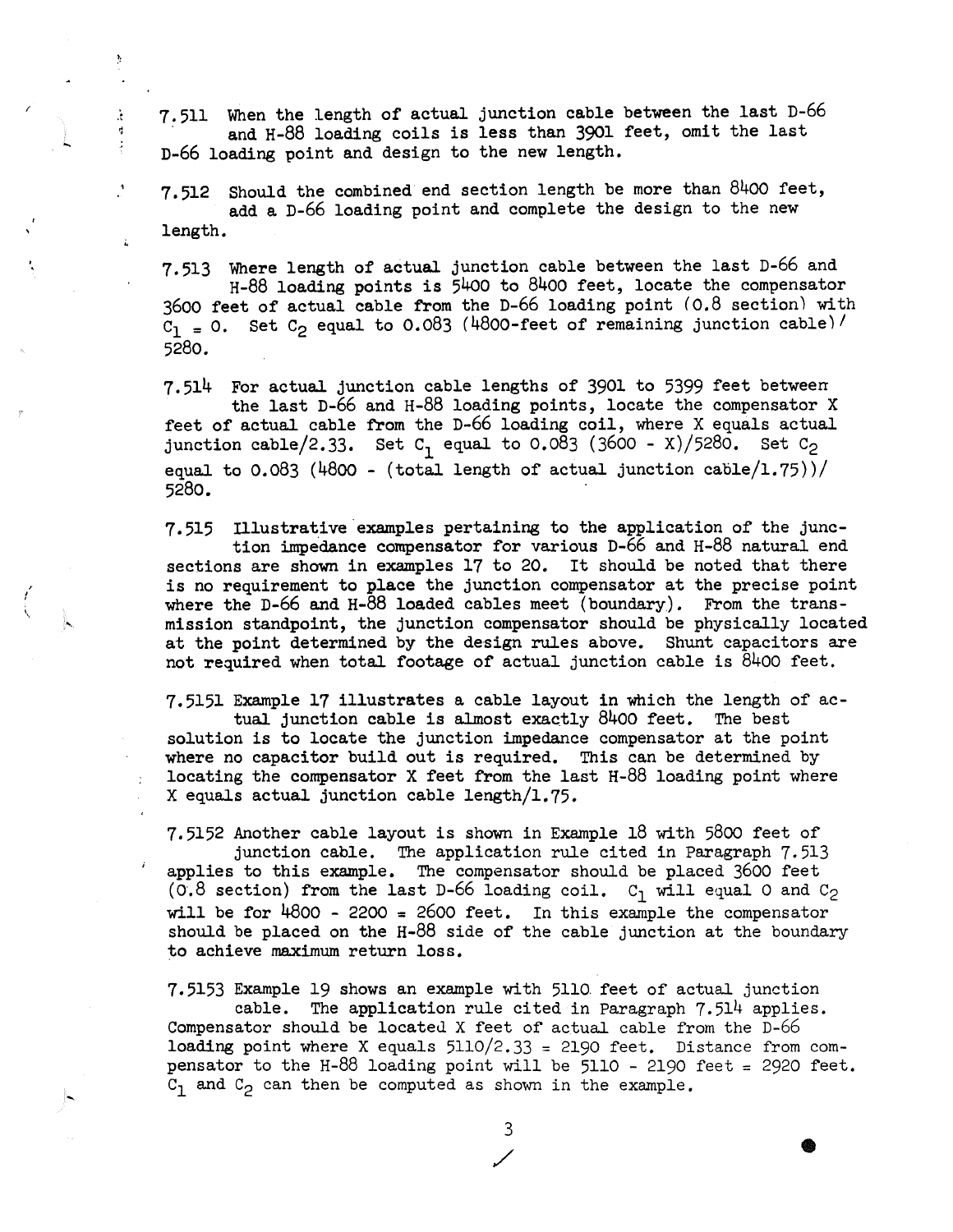7.511 When the length of actual junction cable between the last D-66 and H-88 loading coils is less than 3901 feet, omit the last D-66 loading point and design to the new length.

7.512 Should the combined end section length be more than 8400 feet, add a D-66 loading point and complete the design to the new length.

7.513 Where length of actual junction cable between the last D-66 and H-88 loading points is 5400 to 8400 feet, locate the compensator 3600 feet of actual cable from the D-66 loading point (0.8 section) with $C_1 = 0$. Set $C_2$ equal to 0.083 (4800-feet of remaining junction cable)/5280.

7.514 For actual junction cable lengths of 3901 to 5399 feet between the last D-66 and H-88 loading points, locate the compensator X feet of actual cable from the D-66 loading coil, where X equals actual junction cable/2.33. Set $C_1$ equal to 0.083 (3600 - X)/5280. Set $C_2$ equal to 0.083 (4800 - (total length of actual junction cable/1.75))/5280.

7.515 Illustrative examples pertaining to the application of the junction impedance compensator for various D-66 and H-88 natural end sections are shown in examples 17 to 20. It should be noted that there is no requirement to place the junction compensator at the precise point where the D-66 and H-88 loaded cables meet (boundary). From the transmission standpoint, the junction compensator should be physically located at the point determined by the design rules above. Shunt capacitors are not required when total footage of actual junction cable is 8400 feet.

7.5151 Example 17 illustrates a cable layout in which the length of actual junction cable is almost exactly 8400 feet. The best solution is to locate the junction impedance compensator at the point where no capacitor build out is required. This can be determined by locating the compensator X feet from the last H-88 loading point where X equals actual junction cable length/1.75.

7.5152 Another cable layout is shown in Example 18 with 5800 feet of junction cable. The application rule cited in Paragraph 7.513 applies to this example. The compensator should be placed 3600 feet (0.8 section) from the last D-66 loading coil. $C_1$ will equal 0 and $C_2$ will be for 4800 - 2200 = 2600 feet. In this example the compensator should be placed on the H-88 side of the cable junction at the boundary to achieve maximum return loss.

7.5153 Example 19 shows an example with 5110 feet of actual junction cable. The application rule cited in Paragraph 7.514 applies. Compensator should be located X feet of actual cable from the D-66 loading point where X equals 5110/2.33 = 2190 feet. Distance from compensator to the H-88 loading point will be 5110 - 2190 feet = 2920 feet. $C_1$ and $C_2$ can then be computed as shown in the example.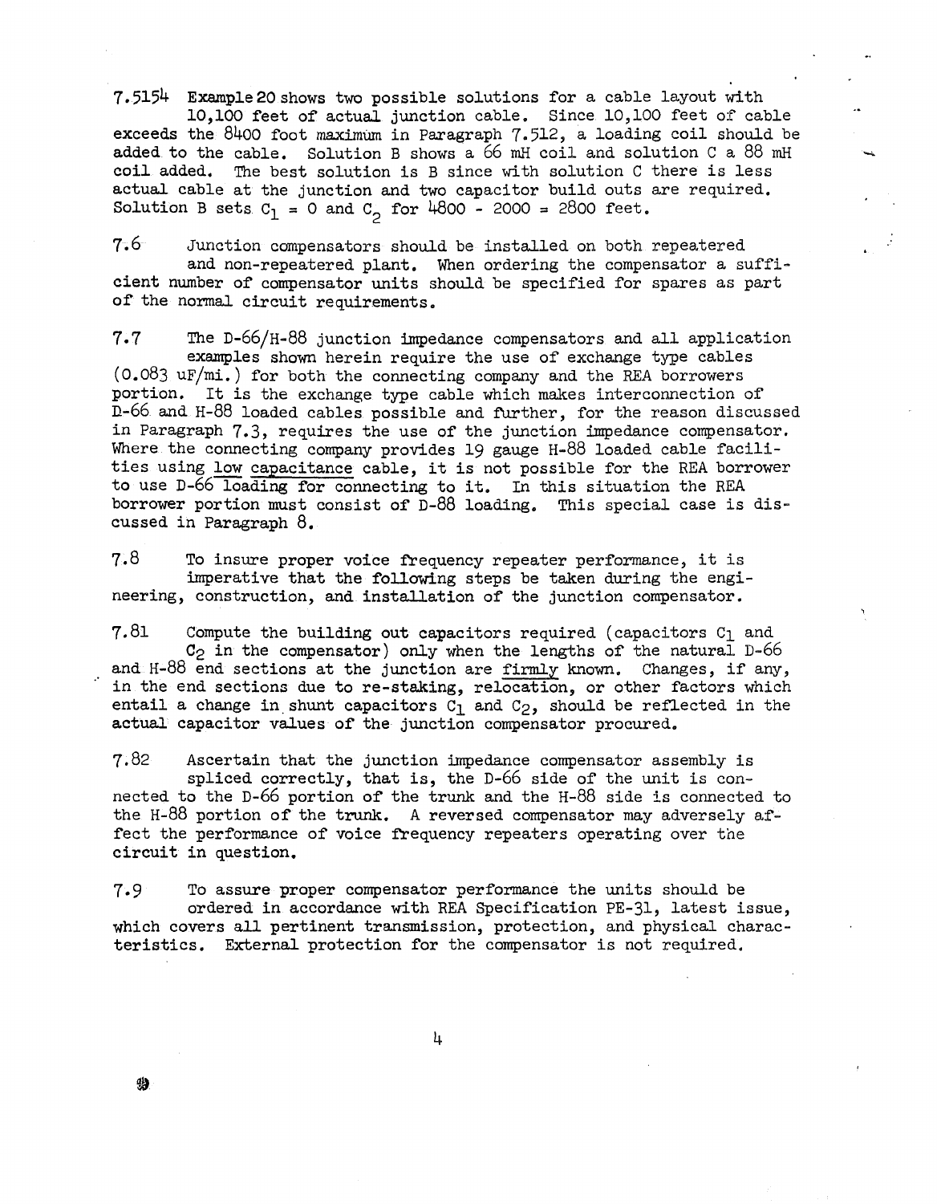7.5154 Example 20 shows two possible solutions for a cable layout with 10,100 feet of actual junction cable. Since 10,100 feet of cable exceeds the 8400 foot maximum in Paragraph 7.512, a loading coil should be added to the cable. Solution B shows a 66 mH coil and solution C a 88 mH coil added. The best solution is B since with solution C there is less actual cable at the junction and two capacitor build outs are required. Solution B sets $C_1 = 0$ and $C_2$ for 4800 - 2000 = 2800 feet.

7.6 Junction compensators should be installed on both repeatered and non-repeatered plant. When ordering the compensator a sufficient number of compensator units should be specified for spares as part of the normal circuit requirements.

7.7 The D-66/H-88 junction impedance compensators and all application examples shown herein require the use of exchange type cables (0.083 uF/mi.) for both the connecting company and the REA borrowers portion. It is the exchange type cable which makes interconnection of D-66 and H-88 loaded cables possible and further, for the reason discussed in Paragraph 7.3, requires the use of the junction impedance compensator. Where the connecting company provides 19 gauge H-88 loaded cable facilities using <u>low capacitance</u> cable, it is not possible for the REA borrower to use <u>D-66 loading for connecting to it</u>. In this situation the REA borrower portion must consist of D-88 loading. This special case is discussed in Paragraph 8.

7.8 To insure proper voice frequency repeater performance, it is imperative that the following steps be taken during the engineering, construction, and installation of the junction compensator.

7.81 Compute the building out capacitors required (capacitors $C_1$ and $C_2$ in the compensator) only when the lengths of the natural D-66 and H-88 end sections at the junction are <u>firmly</u> known. Changes, if any, in the end sections due to re-staking, relocation, or other factors which entail a change in shunt capacitors $C_1$ and $C_2$, should be reflected in the actual capacitor values of the junction compensator procured.

7.82 Ascertain that the junction impedance compensator assembly is spliced correctly, that is, the D-66 side of the unit is connected to the D-66 portion of the trunk and the H-88 side is connected to the H-88 portion of the trunk. A reversed compensator may adversely affect the performance of voice frequency repeaters operating over the circuit in question.

7.9 To assure proper compensator performance the units should be ordered in accordance with REA Specification PE-31, latest issue, which covers all pertinent transmission, protection, and physical characteristics. External protection for the compensator is not required.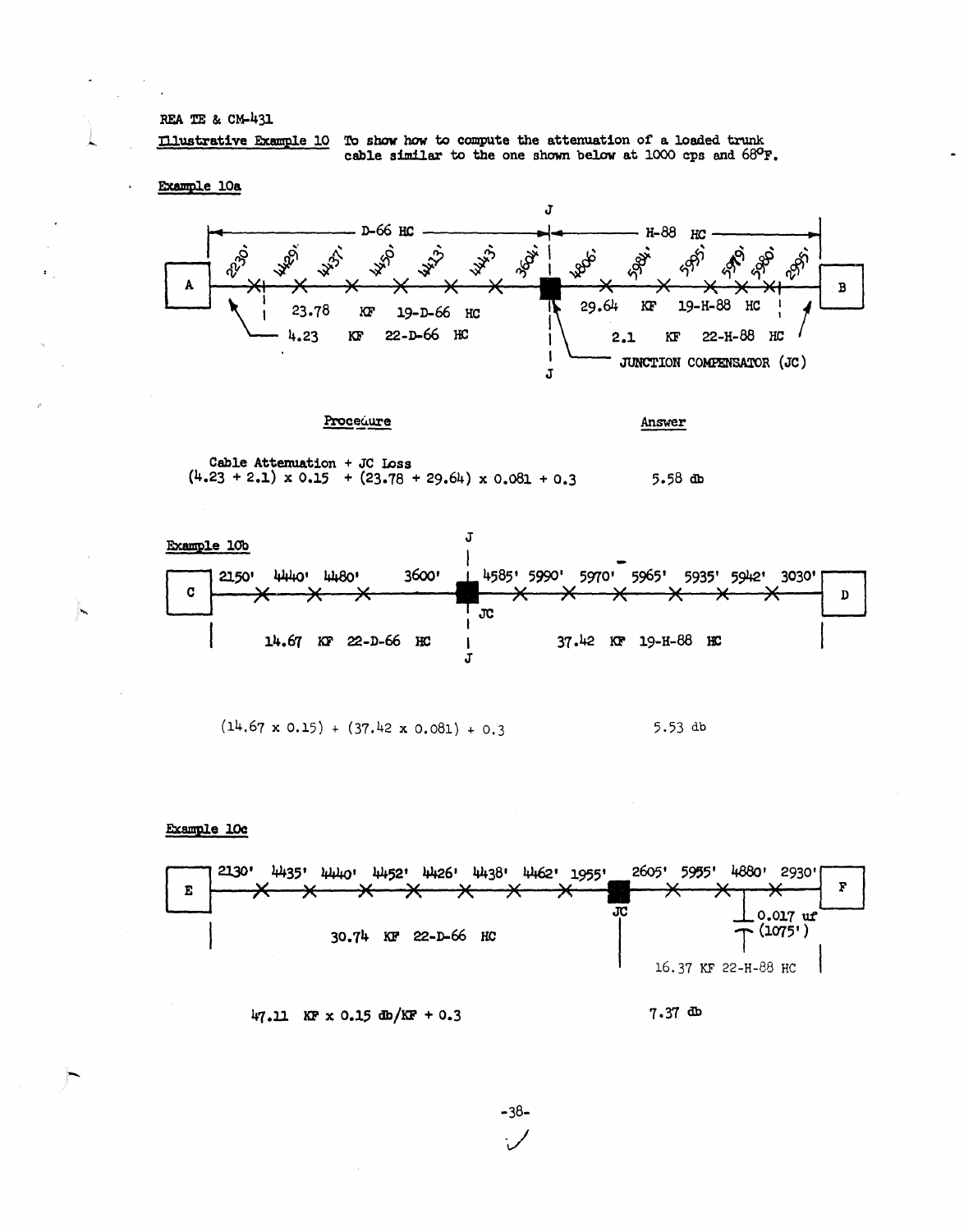REA TE & CM-431

**Illustrative Example 10** To show how to compute the attenuation of a loaded trunk cable similar to the one shown below at 1000 cps and 68°F.

**Example 10a**

A — D-66 HC: 2230', 4429', 4437', 4450', 4413', 4443', 3604' — J — JUNCTION COMPENSATOR (JC) — H-88 HC: 4806', 5984', 5995', 5979', 5980', 2995' — B

4.23 KF 22-D-66 HC; 23.78 KF 19-D-66 HC; 29.64 KF 19-H-88 HC; 2.1 KF 22-H-88 HC

| Procedure | Answer |
| --- | --- |
| Cable Attenuation + JC Loss<br>$(4.23 + 2.1) \times 0.15 + (23.78 + 29.64) \times 0.081 + 0.3$ | 5.58 db |

**Example 10b**

C — 2150', 4440', 4480', 3600' — J (JC) — 4585', 5990', 5970', 5965', 5935', 5942', 3030' — D

14.67 KF 22-D-66 HC; 37.42 KF 19-H-88 HC

| Procedure | Answer |
| --- | --- |
| $(14.67 \times 0.15) + (37.42 \times 0.081) + 0.3$ | 5.53 db |

**Example 10c**

E — 2130', 4435', 4440', 4452', 4426', 4438', 4462', 1955' — JC — 2605', 5955', 4880', 2930' — F

0.017 uf (1075')

30.74 KF 22-D-66 HC; 16.37 KF 22-H-88 HC

| Procedure | Answer |
| --- | --- |
| 47.11 KF x 0.15 db/KF + 0.3 | 7.37 db |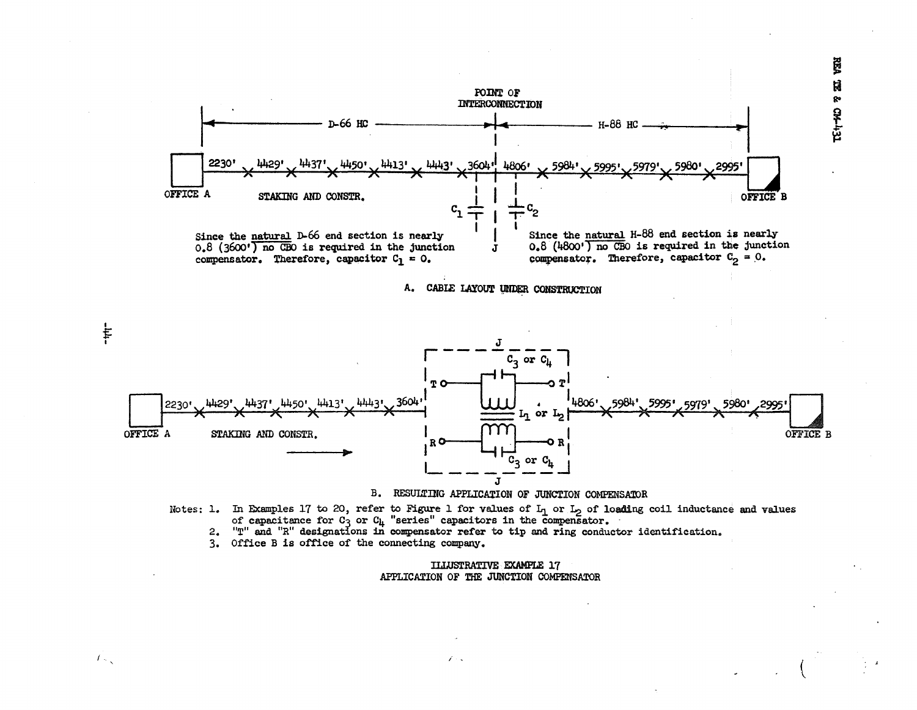POINT OF INTERCONNECTION

D-66 HC | H-88 HC

OFFICE A — 2230' × 4429' × 4437' × 4450' × 4413' × 4443' × 3604' | 4806' × 5984' × 5995' × 5979' × 5980' × 2995' — OFFICE B

STAKING AND CONSTR.

$C_1$ | J | $C_2$

Since the natural D-66 end section is nearly 0.8 (3600') no CBO is required in the junction compensator. Therefore, capacitor $C_1 = 0$.

Since the natural H-88 end section is nearly 0.8 (4800') no CBO is required in the junction compensator. Therefore, capacitor $C_2 = 0$.

A. CABLE LAYOUT UNDER CONSTRUCTION

OFFICE A — 2230' × 4429' × 4437' × 4450' × 4413' × 4443' × 3604' — [J: T — $C_3$ or $C_4$ — T'; $L_1$ or $L_2$; R — $C_3$ or $C_4$ — R] — 4806' × 5984' × 5995' × 5979' × 5980' × 2995' — OFFICE B

STAKING AND CONSTR.

B. RESULTING APPLICATION OF JUNCTION COMPENSATOR

Notes:
1. In Examples 17 to 20, refer to Figure 1 for values of $L_1$ or $L_2$ of loading coil inductance and values of capacitance for $C_3$ or $C_4$ "series" capacitors in the compensator.
2. "T" and "R" designations in compensator refer to tip and ring conductor identification.
3. Office B is office of the connecting company.

ILLUSTRATIVE EXAMPLE 17
APPLICATION OF THE JUNCTION COMPENSATOR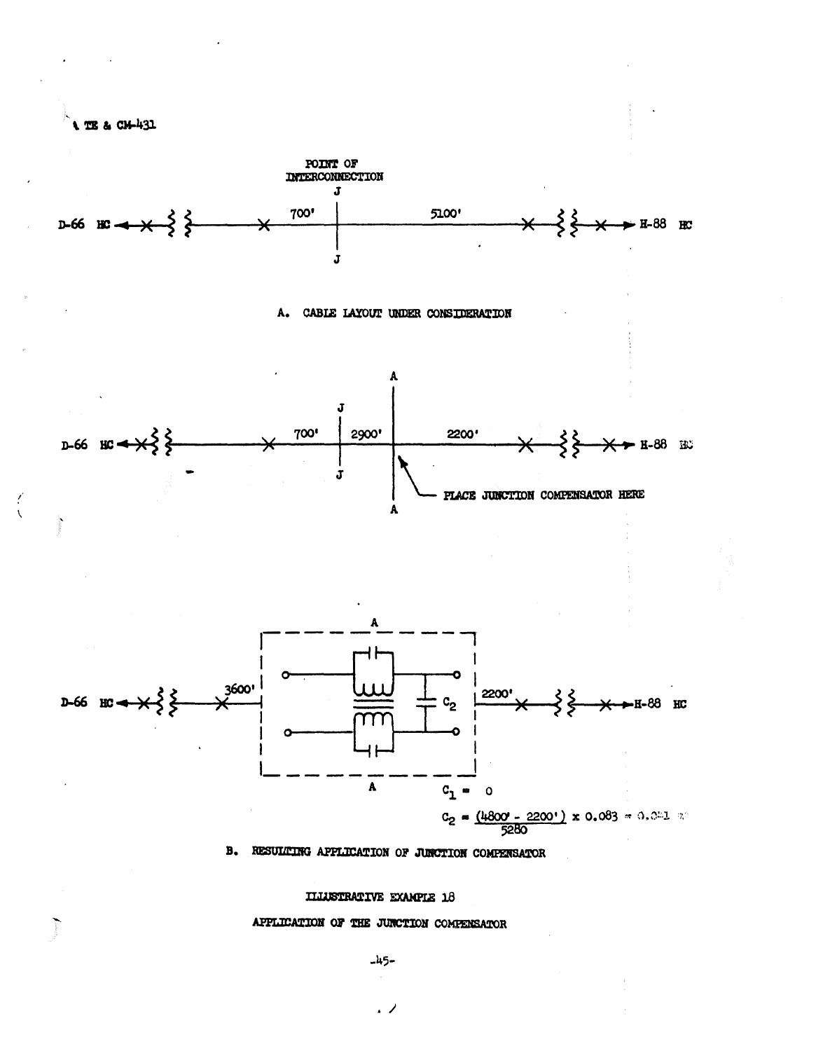POINT OF INTERCONNECTION

J

D-66 HC — 700' — 5100' — H-88 HC

J

A. CABLE LAYOUT UNDER CONSIDERATION

A

J

D-66 HC — 700' — 2900' — 2200' — H-88 HC

J

PLACE JUNCTION COMPENSATOR HERE

A

A

D-66 HC — 3600' — 2200' — H-88 HC

$C_2$

A

$C_1 = 0$

$C_2 = \frac{(4800' - 2200')}{5280} \times 0.083 = 0.041$

B. RESULTING APPLICATION OF JUNCTION COMPENSATOR

ILLUSTRATIVE EXAMPLE 18

APPLICATION OF THE JUNCTION COMPENSATOR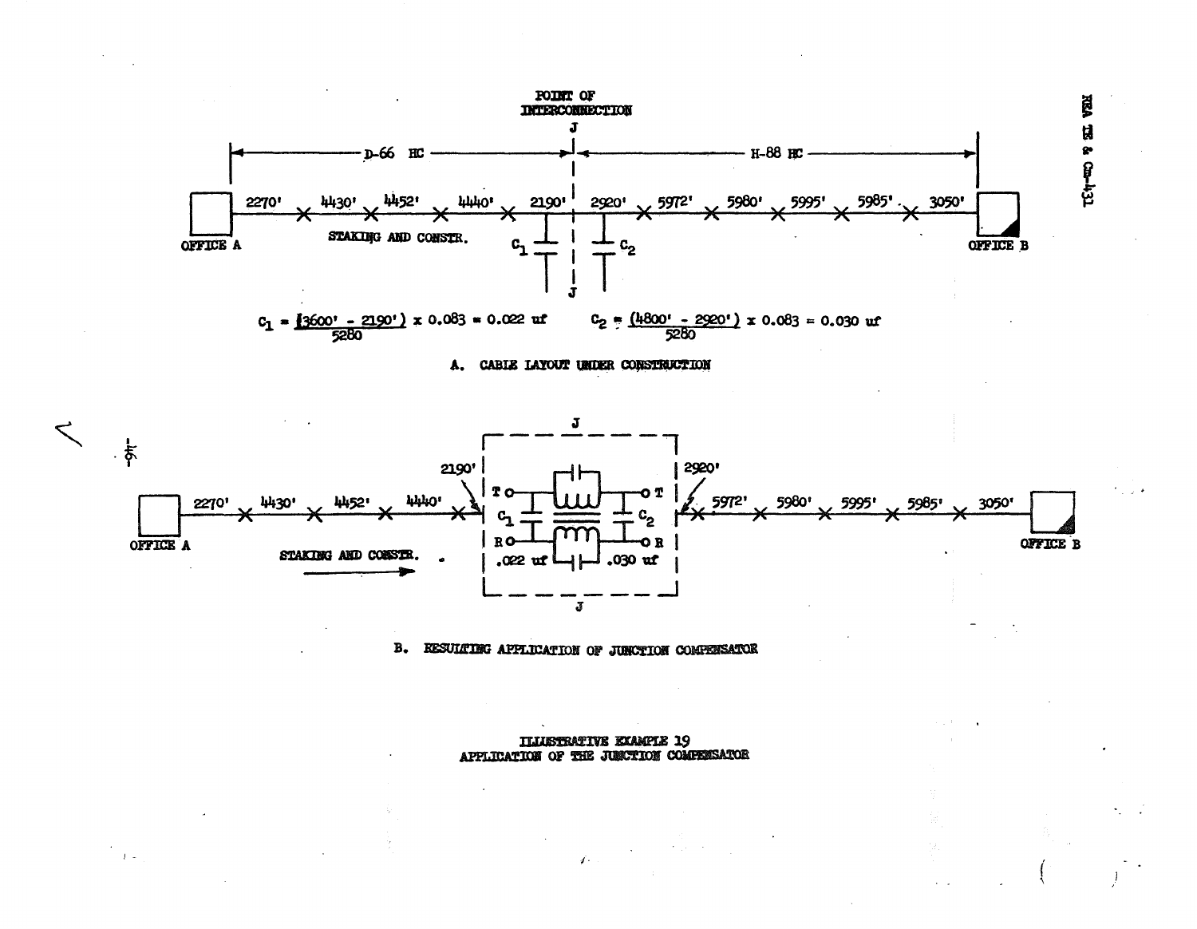POINT OF INTERCONNECTION

J

D-66 HC — H-88 HC

OFFICE A — 2270' — 4430' — 4452' — 4440' — 2190' | J | 2920' — 5972' — 5980' — 5995' — 5985' — 3050' — OFFICE B

STAKING AND CONSTR.

$C_1$ $C_2$

$$C_1 = \frac{(3600' - 2190')}{5280} \times 0.083 = 0.022 \text{ uf} \qquad C_2 = \frac{(4800' - 2920')}{5280} \times 0.083 = 0.030 \text{ uf}$$

A. CABLE LAYOUT UNDER CONSTRUCTION

OFFICE A — 2270' — 4430' — 4452' — 4440' — 2190' [J: T, R, $C_1$ .022 uf, $C_2$ .030 uf] 2920' — 5972' — 5980' — 5995' — 5985' — 3050' — OFFICE B

STAKING AND CONSTR. →

B. RESULTING APPLICATION OF JUNCTION COMPENSATOR

ILLUSTRATIVE EXAMPLE 19
APPLICATION OF THE JUNCTION COMPENSATOR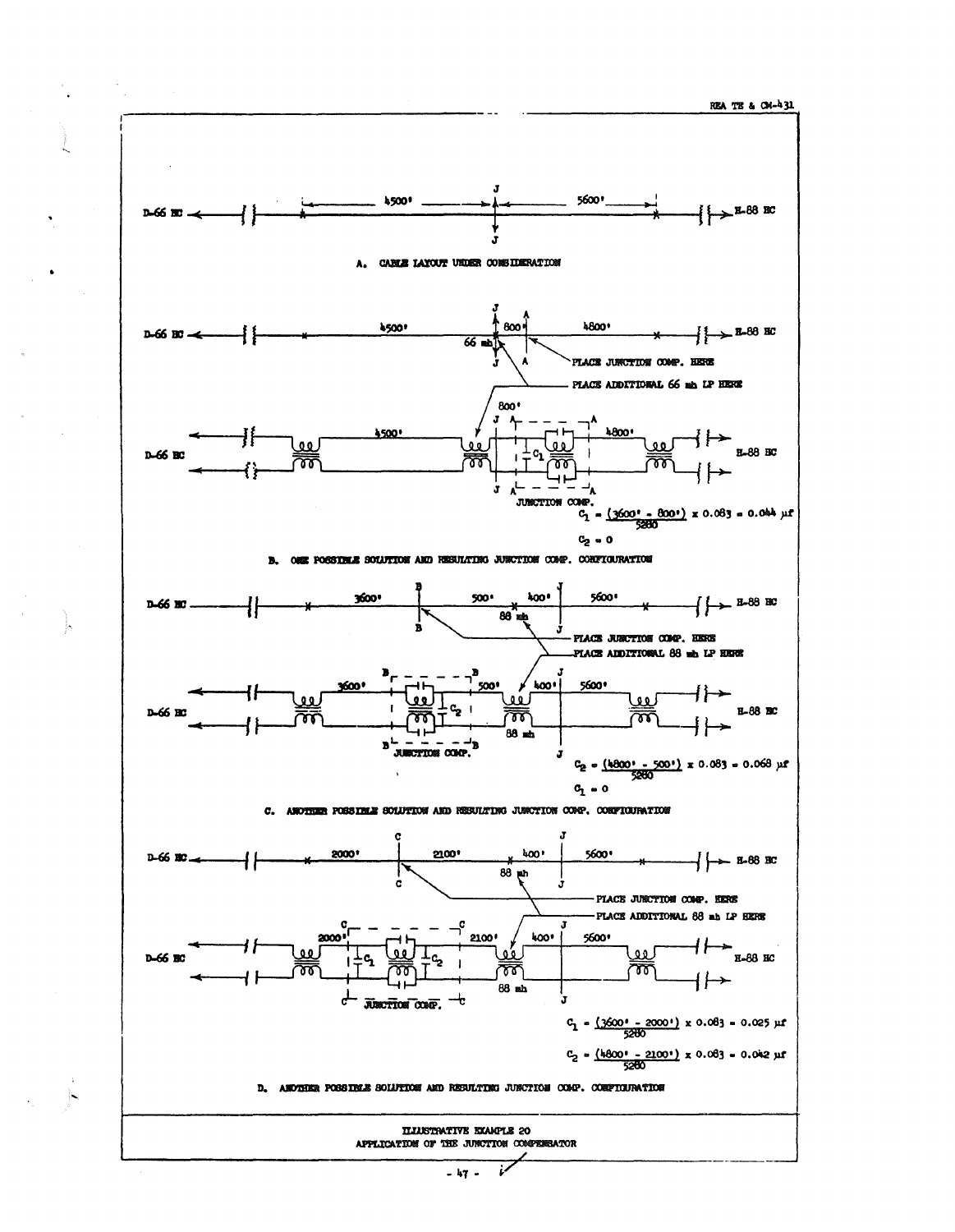D-66 BC — 4500' — J — 5600' — H-88 BC

J

A. CABLE LAYOUT UNDER CONSIDERATION

D-66 BC — 4500' — J — 800' — A — 4800' — H-88 BC

66 mh

PLACE JUNCTION COMP. HERE

PLACE ADDITIONAL 66 mh LP HERE

D-66 BC — 4500' — 800' — J — A — $C_1$ — 4800' — H-88 BC

JUNCTION COMP.

$$C_1 = \frac{(3600' - 800')}{5280} \times 0.083 = 0.044\ \mu f$$

$$C_2 = 0$$

B. ONE POSSIBLE SOLUTION AND RESULTING JUNCTION COMP. CONFIGURATION

D-66 BC — 3600' — B — 500' — 400' — J — 5600' — H-88 BC

88 mh

PLACE JUNCTION COMP. HERE

PLACE ADDITIONAL 88 mh LP HERE

D-66 BC — 3600' — B — $C_2$ — B — 500' — 400' — J — 5600' — H-88 BC

88 mh

JUNCTION COMP.

$$C_2 = \frac{(4800' - 500')}{5280} \times 0.083 = 0.068\ \mu f$$

$$C_1 = 0$$

C. ANOTHER POSSIBLE SOLUTION AND RESULTING JUNCTION COMP. CONFIGURATION

D-66 BC — 2000' — C — 2100' — 400' — J — 5600' — H-88 BC

88 mh

PLACE JUNCTION COMP. HERE

PLACE ADDITIONAL 88 mh LP HERE

D-66 BC — 2000' — C — $C_1$ — $C_2$ — C — 2100' — 400' — J — 5600' — H-88 BC

88 mh

JUNCTION COMP.

$$C_1 = \frac{(3600' - 2000')}{5280} \times 0.083 = 0.025\ \mu f$$

$$C_2 = \frac{(4800' - 2100')}{5280} \times 0.083 = 0.042\ \mu f$$

D. ANOTHER POSSIBLE SOLUTION AND RESULTING JUNCTION COMP. CONFIGURATION

ILLUSTRATIVE EXAMPLE 20

APPLICATION OF THE JUNCTION COMPENSATOR